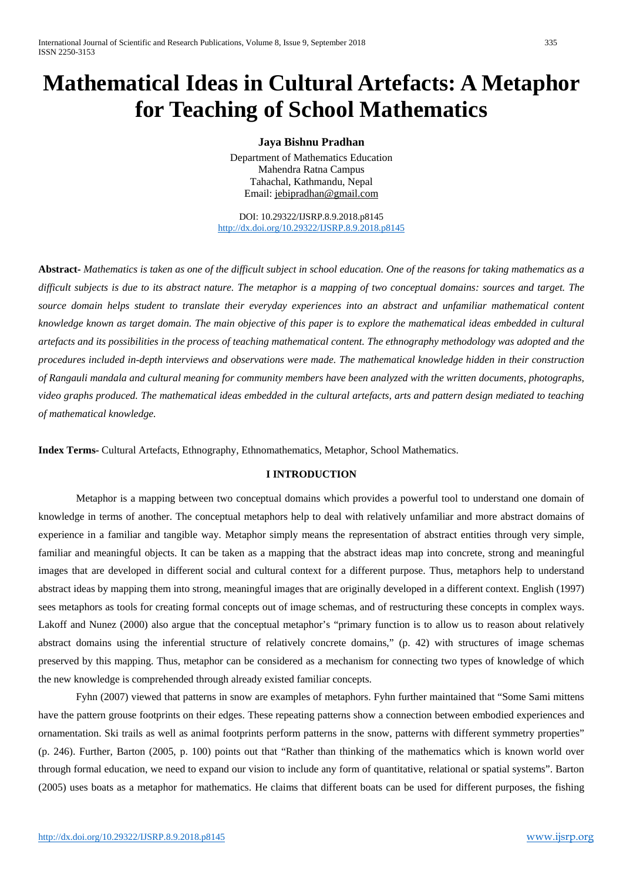# Mathematical Ideas in Cultural Artefacts: A Metaphor for Teaching of School Mathematics

**Jaya Bishnu Pradhan**

Department of Mathematics Education
Mahendra Ratna Campus
Tahachal, Kathmandu, Nepal
Email: jebipradhan@gmail.com

DOI: 10.29322/IJSRP.8.9.2018.p8145
http://dx.doi.org/10.29322/IJSRP.8.9.2018.p8145

**Abstract-** *Mathematics is taken as one of the difficult subject in school education. One of the reasons for taking mathematics as a difficult subjects is due to its abstract nature. The metaphor is a mapping of two conceptual domains: sources and target. The source domain helps student to translate their everyday experiences into an abstract and unfamiliar mathematical content knowledge known as target domain. The main objective of this paper is to explore the mathematical ideas embedded in cultural artefacts and its possibilities in the process of teaching mathematical content. The ethnography methodology was adopted and the procedures included in-depth interviews and observations were made. The mathematical knowledge hidden in their construction of Rangauli mandala and cultural meaning for community members have been analyzed with the written documents, photographs, video graphs produced. The mathematical ideas embedded in the cultural artefacts, arts and pattern design mediated to teaching of mathematical knowledge.*

**Index Terms-** Cultural Artefacts, Ethnography, Ethnomathematics, Metaphor, School Mathematics.

## I INTRODUCTION

Metaphor is a mapping between two conceptual domains which provides a powerful tool to understand one domain of knowledge in terms of another. The conceptual metaphors help to deal with relatively unfamiliar and more abstract domains of experience in a familiar and tangible way. Metaphor simply means the representation of abstract entities through very simple, familiar and meaningful objects. It can be taken as a mapping that the abstract ideas map into concrete, strong and meaningful images that are developed in different social and cultural context for a different purpose. Thus, metaphors help to understand abstract ideas by mapping them into strong, meaningful images that are originally developed in a different context. English (1997) sees metaphors as tools for creating formal concepts out of image schemas, and of restructuring these concepts in complex ways. Lakoff and Nunez (2000) also argue that the conceptual metaphor's "primary function is to allow us to reason about relatively abstract domains using the inferential structure of relatively concrete domains," (p. 42) with structures of image schemas preserved by this mapping. Thus, metaphor can be considered as a mechanism for connecting two types of knowledge of which the new knowledge is comprehended through already existed familiar concepts.

Fyhn (2007) viewed that patterns in snow are examples of metaphors. Fyhn further maintained that "Some Sami mittens have the pattern grouse footprints on their edges. These repeating patterns show a connection between embodied experiences and ornamentation. Ski trails as well as animal footprints perform patterns in the snow, patterns with different symmetry properties" (p. 246). Further, Barton (2005, p. 100) points out that "Rather than thinking of the mathematics which is known world over through formal education, we need to expand our vision to include any form of quantitative, relational or spatial systems". Barton (2005) uses boats as a metaphor for mathematics. He claims that different boats can be used for different purposes, the fishing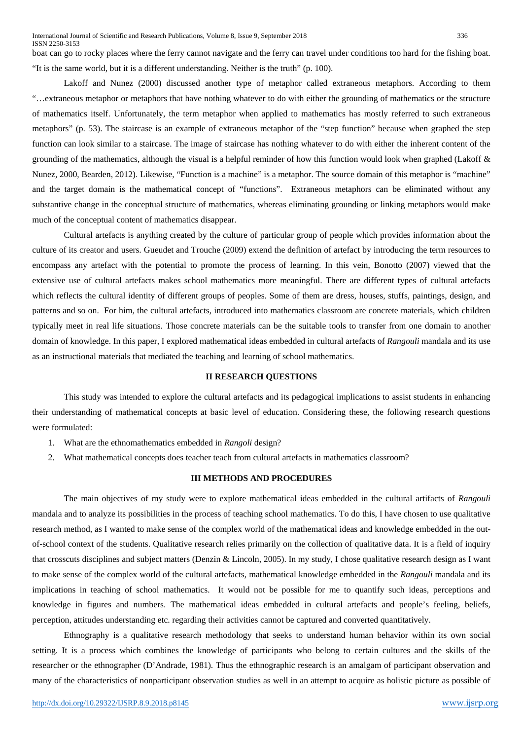boat can go to rocky places where the ferry cannot navigate and the ferry can travel under conditions too hard for the fishing boat. "It is the same world, but it is a different understanding. Neither is the truth" (p. 100).

Lakoff and Nunez (2000) discussed another type of metaphor called extraneous metaphors. According to them "…extraneous metaphor or metaphors that have nothing whatever to do with either the grounding of mathematics or the structure of mathematics itself. Unfortunately, the term metaphor when applied to mathematics has mostly referred to such extraneous metaphors" (p. 53). The staircase is an example of extraneous metaphor of the "step function" because when graphed the step function can look similar to a staircase. The image of staircase has nothing whatever to do with either the inherent content of the grounding of the mathematics, although the visual is a helpful reminder of how this function would look when graphed (Lakoff & Nunez, 2000, Bearden, 2012). Likewise, "Function is a machine" is a metaphor. The source domain of this metaphor is "machine" and the target domain is the mathematical concept of "functions". Extraneous metaphors can be eliminated without any substantive change in the conceptual structure of mathematics, whereas eliminating grounding or linking metaphors would make much of the conceptual content of mathematics disappear.

Cultural artefacts is anything created by the culture of particular group of people which provides information about the culture of its creator and users. Gueudet and Trouche (2009) extend the definition of artefact by introducing the term resources to encompass any artefact with the potential to promote the process of learning. In this vein, Bonotto (2007) viewed that the extensive use of cultural artefacts makes school mathematics more meaningful. There are different types of cultural artefacts which reflects the cultural identity of different groups of peoples. Some of them are dress, houses, stuffs, paintings, design, and patterns and so on. For him, the cultural artefacts, introduced into mathematics classroom are concrete materials, which children typically meet in real life situations. Those concrete materials can be the suitable tools to transfer from one domain to another domain of knowledge. In this paper, I explored mathematical ideas embedded in cultural artefacts of *Rangouli* mandala and its use as an instructional materials that mediated the teaching and learning of school mathematics.

## II RESEARCH QUESTIONS

This study was intended to explore the cultural artefacts and its pedagogical implications to assist students in enhancing their understanding of mathematical concepts at basic level of education. Considering these, the following research questions were formulated:

1. What are the ethnomathematics embedded in *Rangoli* design?
2. What mathematical concepts does teacher teach from cultural artefacts in mathematics classroom?

## III METHODS AND PROCEDURES

The main objectives of my study were to explore mathematical ideas embedded in the cultural artifacts of *Rangouli* mandala and to analyze its possibilities in the process of teaching school mathematics. To do this, I have chosen to use qualitative research method, as I wanted to make sense of the complex world of the mathematical ideas and knowledge embedded in the out-of-school context of the students. Qualitative research relies primarily on the collection of qualitative data. It is a field of inquiry that crosscuts disciplines and subject matters (Denzin & Lincoln, 2005). In my study, I chose qualitative research design as I want to make sense of the complex world of the cultural artefacts, mathematical knowledge embedded in the *Rangouli* mandala and its implications in teaching of school mathematics. It would not be possible for me to quantify such ideas, perceptions and knowledge in figures and numbers. The mathematical ideas embedded in cultural artefacts and people's feeling, beliefs, perception, attitudes understanding etc. regarding their activities cannot be captured and converted quantitatively.

Ethnography is a qualitative research methodology that seeks to understand human behavior within its own social setting. It is a process which combines the knowledge of participants who belong to certain cultures and the skills of the researcher or the ethnographer (D'Andrade, 1981). Thus the ethnographic research is an amalgam of participant observation and many of the characteristics of nonparticipant observation studies as well in an attempt to acquire as holistic picture as possible of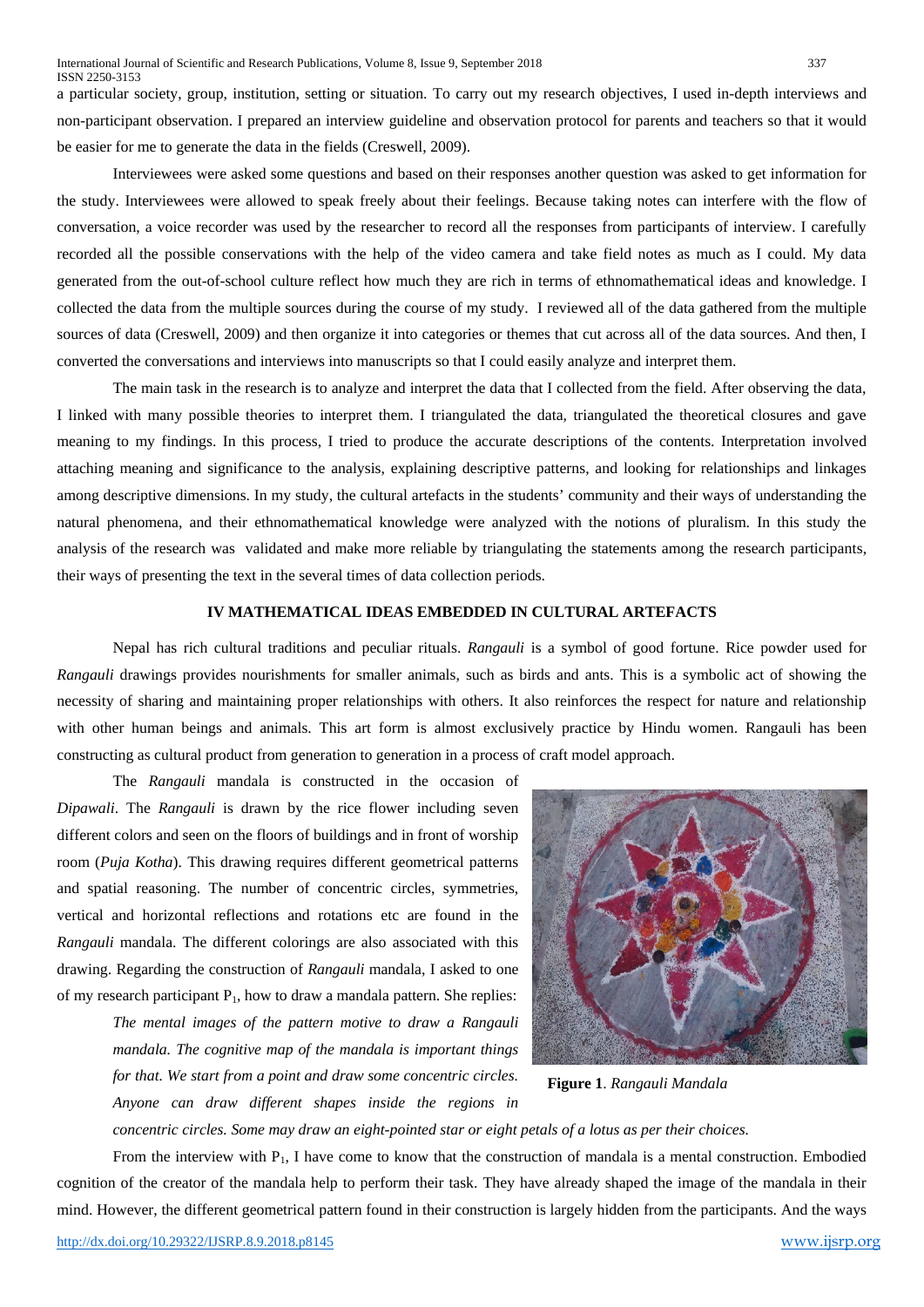a particular society, group, institution, setting or situation. To carry out my research objectives, I used in-depth interviews and non-participant observation. I prepared an interview guideline and observation protocol for parents and teachers so that it would be easier for me to generate the data in the fields (Creswell, 2009).

Interviewees were asked some questions and based on their responses another question was asked to get information for the study. Interviewees were allowed to speak freely about their feelings. Because taking notes can interfere with the flow of conversation, a voice recorder was used by the researcher to record all the responses from participants of interview. I carefully recorded all the possible conservations with the help of the video camera and take field notes as much as I could. My data generated from the out-of-school culture reflect how much they are rich in terms of ethnomathematical ideas and knowledge. I collected the data from the multiple sources during the course of my study. I reviewed all of the data gathered from the multiple sources of data (Creswell, 2009) and then organize it into categories or themes that cut across all of the data sources. And then, I converted the conversations and interviews into manuscripts so that I could easily analyze and interpret them.

The main task in the research is to analyze and interpret the data that I collected from the field. After observing the data, I linked with many possible theories to interpret them. I triangulated the data, triangulated the theoretical closures and gave meaning to my findings. In this process, I tried to produce the accurate descriptions of the contents. Interpretation involved attaching meaning and significance to the analysis, explaining descriptive patterns, and looking for relationships and linkages among descriptive dimensions. In my study, the cultural artefacts in the students' community and their ways of understanding the natural phenomena, and their ethnomathematical knowledge were analyzed with the notions of pluralism. In this study the analysis of the research was validated and make more reliable by triangulating the statements among the research participants, their ways of presenting the text in the several times of data collection periods.

## IV MATHEMATICAL IDEAS EMBEDDED IN CULTURAL ARTEFACTS

Nepal has rich cultural traditions and peculiar rituals. *Rangauli* is a symbol of good fortune. Rice powder used for *Rangauli* drawings provides nourishments for smaller animals, such as birds and ants. This is a symbolic act of showing the necessity of sharing and maintaining proper relationships with others. It also reinforces the respect for nature and relationship with other human beings and animals. This art form is almost exclusively practice by Hindu women. Rangauli has been constructing as cultural product from generation to generation in a process of craft model approach.

The *Rangauli* mandala is constructed in the occasion of *Dipawali*. The *Rangauli* is drawn by the rice flower including seven different colors and seen on the floors of buildings and in front of worship room (*Puja Kotha*). This drawing requires different geometrical patterns and spatial reasoning. The number of concentric circles, symmetries, vertical and horizontal reflections and rotations etc are found in the *Rangauli* mandala. The different colorings are also associated with this drawing. Regarding the construction of *Rangauli* mandala, I asked to one of my research participant $P_1$, how to draw a mandala pattern. She replies:

> *The mental images of the pattern motive to draw a Rangauli mandala. The cognitive map of the mandala is important things for that. We start from a point and draw some concentric circles. Anyone can draw different shapes inside the regions in concentric circles. Some may draw an eight-pointed star or eight petals of a lotus as per their choices.*

**Figure 1**. *Rangauli Mandala*

From the interview with $P_1$, I have come to know that the construction of mandala is a mental construction. Embodied cognition of the creator of the mandala help to perform their task. They have already shaped the image of the mandala in their mind. However, the different geometrical pattern found in their construction is largely hidden from the participants. And the ways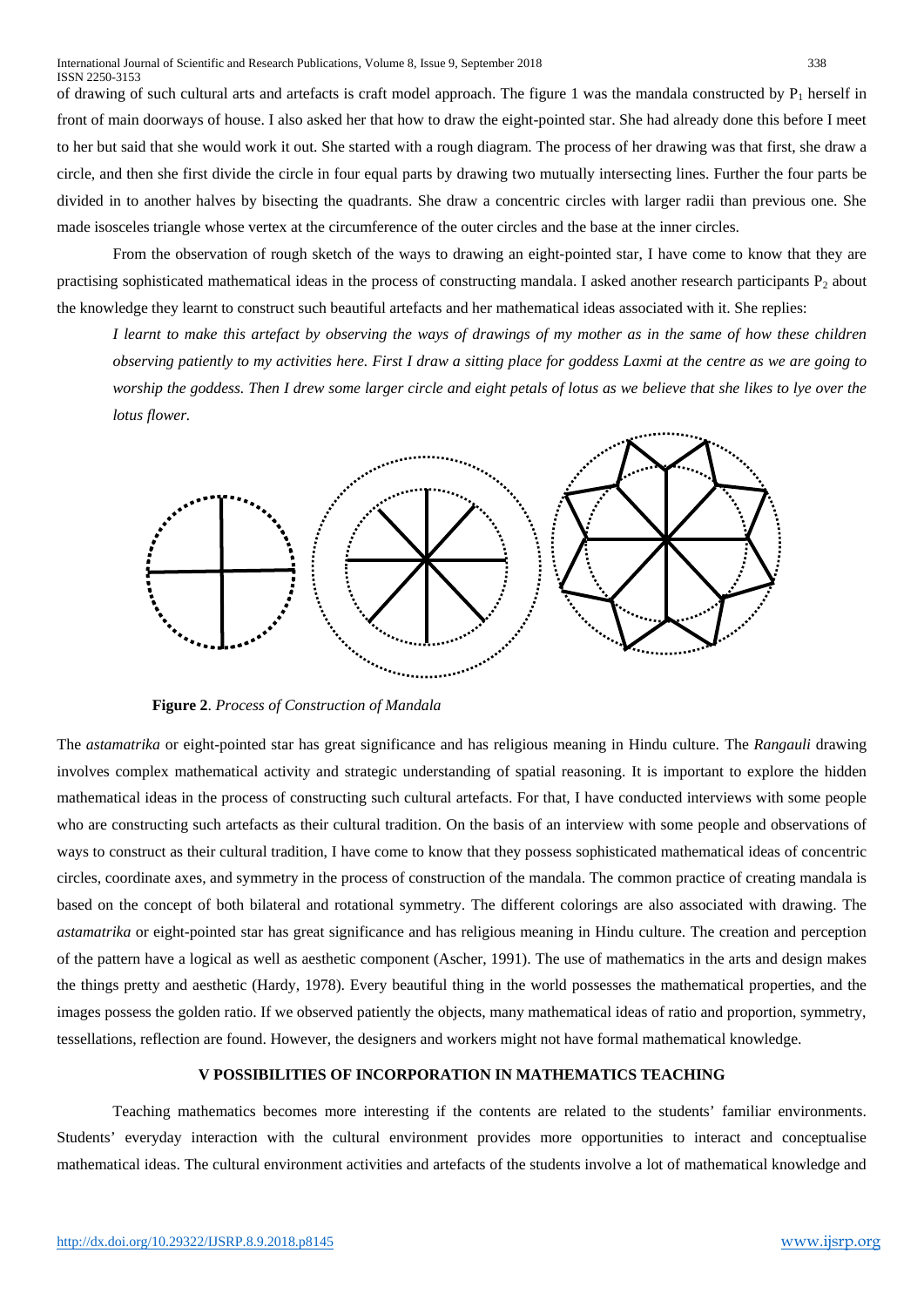of drawing of such cultural arts and artefacts is craft model approach. The figure 1 was the mandala constructed by $P_1$ herself in front of main doorways of house. I also asked her that how to draw the eight-pointed star. She had already done this before I meet to her but said that she would work it out. She started with a rough diagram. The process of her drawing was that first, she draw a circle, and then she first divide the circle in four equal parts by drawing two mutually intersecting lines. Further the four parts be divided in to another halves by bisecting the quadrants. She draw a concentric circles with larger radii than previous one. She made isosceles triangle whose vertex at the circumference of the outer circles and the base at the inner circles.

From the observation of rough sketch of the ways to drawing an eight-pointed star, I have come to know that they are practising sophisticated mathematical ideas in the process of constructing mandala. I asked another research participants $P_2$ about the knowledge they learnt to construct such beautiful artefacts and her mathematical ideas associated with it. She replies:

> *I learnt to make this artefact by observing the ways of drawings of my mother as in the same of how these children observing patiently to my activities here. First I draw a sitting place for goddess Laxmi at the centre as we are going to worship the goddess. Then I drew some larger circle and eight petals of lotus as we believe that she likes to lye over the lotus flower.*

**Figure 2**. *Process of Construction of Mandala*

The *astamatrika* or eight-pointed star has great significance and has religious meaning in Hindu culture. The *Rangauli* drawing involves complex mathematical activity and strategic understanding of spatial reasoning. It is important to explore the hidden mathematical ideas in the process of constructing such cultural artefacts. For that, I have conducted interviews with some people who are constructing such artefacts as their cultural tradition. On the basis of an interview with some people and observations of ways to construct as their cultural tradition, I have come to know that they possess sophisticated mathematical ideas of concentric circles, coordinate axes, and symmetry in the process of construction of the mandala. The common practice of creating mandala is based on the concept of both bilateral and rotational symmetry. The different colorings are also associated with drawing. The *astamatrika* or eight-pointed star has great significance and has religious meaning in Hindu culture. The creation and perception of the pattern have a logical as well as aesthetic component (Ascher, 1991). The use of mathematics in the arts and design makes the things pretty and aesthetic (Hardy, 1978). Every beautiful thing in the world possesses the mathematical properties, and the images possess the golden ratio. If we observed patiently the objects, many mathematical ideas of ratio and proportion, symmetry, tessellations, reflection are found. However, the designers and workers might not have formal mathematical knowledge.

## V POSSIBILITIES OF INCORPORATION IN MATHEMATICS TEACHING

Teaching mathematics becomes more interesting if the contents are related to the students' familiar environments. Students' everyday interaction with the cultural environment provides more opportunities to interact and conceptualise mathematical ideas. The cultural environment activities and artefacts of the students involve a lot of mathematical knowledge and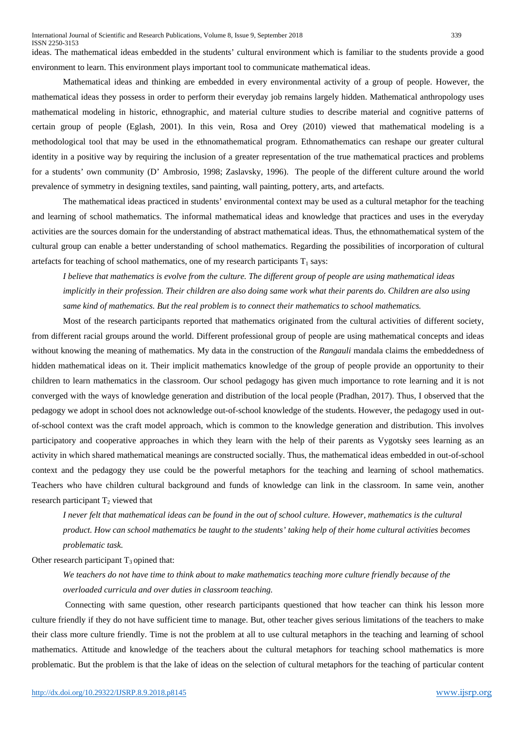ideas. The mathematical ideas embedded in the students' cultural environment which is familiar to the students provide a good environment to learn. This environment plays important tool to communicate mathematical ideas.

Mathematical ideas and thinking are embedded in every environmental activity of a group of people. However, the mathematical ideas they possess in order to perform their everyday job remains largely hidden. Mathematical anthropology uses mathematical modeling in historic, ethnographic, and material culture studies to describe material and cognitive patterns of certain group of people (Eglash, 2001). In this vein, Rosa and Orey (2010) viewed that mathematical modeling is a methodological tool that may be used in the ethnomathematical program. Ethnomathematics can reshape our greater cultural identity in a positive way by requiring the inclusion of a greater representation of the true mathematical practices and problems for a students' own community (D' Ambrosio, 1998; Zaslavsky, 1996). The people of the different culture around the world prevalence of symmetry in designing textiles, sand painting, wall painting, pottery, arts, and artefacts.

The mathematical ideas practiced in students' environmental context may be used as a cultural metaphor for the teaching and learning of school mathematics. The informal mathematical ideas and knowledge that practices and uses in the everyday activities are the sources domain for the understanding of abstract mathematical ideas. Thus, the ethnomathematical system of the cultural group can enable a better understanding of school mathematics. Regarding the possibilities of incorporation of cultural artefacts for teaching of school mathematics, one of my research participants $T_1$ says:

> *I believe that mathematics is evolve from the culture. The different group of people are using mathematical ideas implicitly in their profession. Their children are also doing same work what their parents do. Children are also using same kind of mathematics. But the real problem is to connect their mathematics to school mathematics.*

Most of the research participants reported that mathematics originated from the cultural activities of different society, from different racial groups around the world. Different professional group of people are using mathematical concepts and ideas without knowing the meaning of mathematics. My data in the construction of the *Rangauli* mandala claims the embeddedness of hidden mathematical ideas on it. Their implicit mathematics knowledge of the group of people provide an opportunity to their children to learn mathematics in the classroom. Our school pedagogy has given much importance to rote learning and it is not converged with the ways of knowledge generation and distribution of the local people (Pradhan, 2017). Thus, I observed that the pedagogy we adopt in school does not acknowledge out-of-school knowledge of the students. However, the pedagogy used in out-of-school context was the craft model approach, which is common to the knowledge generation and distribution. This involves participatory and cooperative approaches in which they learn with the help of their parents as Vygotsky sees learning as an activity in which shared mathematical meanings are constructed socially. Thus, the mathematical ideas embedded in out-of-school context and the pedagogy they use could be the powerful metaphors for the teaching and learning of school mathematics. Teachers who have children cultural background and funds of knowledge can link in the classroom. In same vein, another research participant $T_2$ viewed that

> *I never felt that mathematical ideas can be found in the out of school culture. However, mathematics is the cultural product. How can school mathematics be taught to the students' taking help of their home cultural activities becomes problematic task.*

Other research participant $T_3$ opined that:

> *We teachers do not have time to think about to make mathematics teaching more culture friendly because of the overloaded curricula and over duties in classroom teaching.*

Connecting with same question, other research participants questioned that how teacher can think his lesson more culture friendly if they do not have sufficient time to manage. But, other teacher gives serious limitations of the teachers to make their class more culture friendly. Time is not the problem at all to use cultural metaphors in the teaching and learning of school mathematics. Attitude and knowledge of the teachers about the cultural metaphors for teaching school mathematics is more problematic. But the problem is that the lake of ideas on the selection of cultural metaphors for the teaching of particular content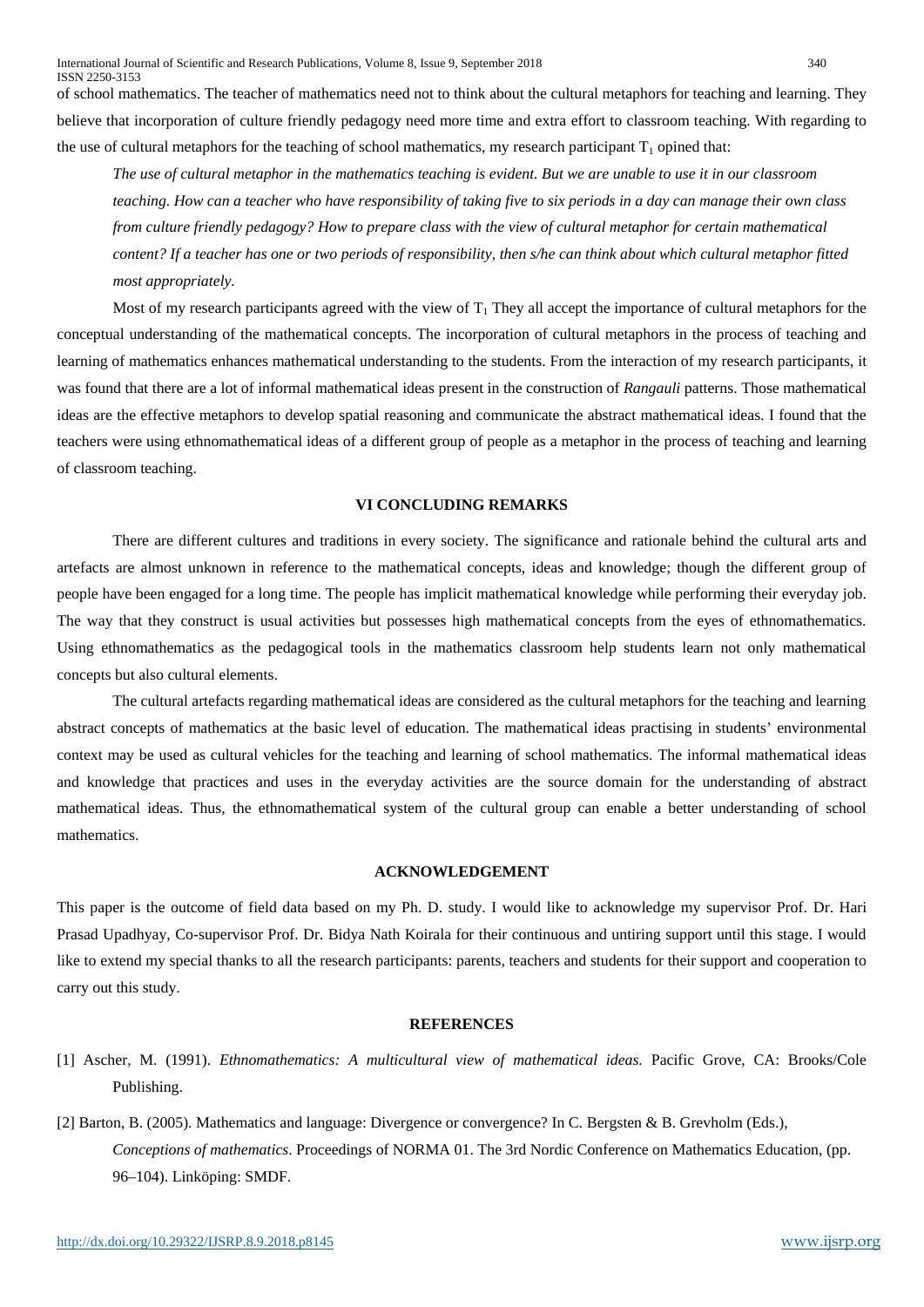of school mathematics. The teacher of mathematics need not to think about the cultural metaphors for teaching and learning. They believe that incorporation of culture friendly pedagogy need more time and extra effort to classroom teaching. With regarding to the use of cultural metaphors for the teaching of school mathematics, my research participant $T_1$ opined that:

> *The use of cultural metaphor in the mathematics teaching is evident. But we are unable to use it in our classroom teaching. How can a teacher who have responsibility of taking five to six periods in a day can manage their own class from culture friendly pedagogy? How to prepare class with the view of cultural metaphor for certain mathematical content? If a teacher has one or two periods of responsibility, then s/he can think about which cultural metaphor fitted most appropriately.*

Most of my research participants agreed with the view of $T_1$ They all accept the importance of cultural metaphors for the conceptual understanding of the mathematical concepts. The incorporation of cultural metaphors in the process of teaching and learning of mathematics enhances mathematical understanding to the students. From the interaction of my research participants, it was found that there are a lot of informal mathematical ideas present in the construction of *Rangauli* patterns. Those mathematical ideas are the effective metaphors to develop spatial reasoning and communicate the abstract mathematical ideas. I found that the teachers were using ethnomathematical ideas of a different group of people as a metaphor in the process of teaching and learning of classroom teaching.

## VI CONCLUDING REMARKS

There are different cultures and traditions in every society. The significance and rationale behind the cultural arts and artefacts are almost unknown in reference to the mathematical concepts, ideas and knowledge; though the different group of people have been engaged for a long time. The people has implicit mathematical knowledge while performing their everyday job. The way that they construct is usual activities but possesses high mathematical concepts from the eyes of ethnomathematics. Using ethnomathematics as the pedagogical tools in the mathematics classroom help students learn not only mathematical concepts but also cultural elements.

The cultural artefacts regarding mathematical ideas are considered as the cultural metaphors for the teaching and learning abstract concepts of mathematics at the basic level of education. The mathematical ideas practising in students' environmental context may be used as cultural vehicles for the teaching and learning of school mathematics. The informal mathematical ideas and knowledge that practices and uses in the everyday activities are the source domain for the understanding of abstract mathematical ideas. Thus, the ethnomathematical system of the cultural group can enable a better understanding of school mathematics.

## ACKNOWLEDGEMENT

This paper is the outcome of field data based on my Ph. D. study. I would like to acknowledge my supervisor Prof. Dr. Hari Prasad Upadhyay, Co-supervisor Prof. Dr. Bidya Nath Koirala for their continuous and untiring support until this stage. I would like to extend my special thanks to all the research participants: parents, teachers and students for their support and cooperation to carry out this study.

## REFERENCES

[1] Ascher, M. (1991). *Ethnomathematics: A multicultural view of mathematical ideas.* Pacific Grove, CA: Brooks/Cole Publishing.

[2] Barton, B. (2005). Mathematics and language: Divergence or convergence? In C. Bergsten & B. Grevholm (Eds.), *Conceptions of mathematics*. Proceedings of NORMA 01. The 3rd Nordic Conference on Mathematics Education, (pp. 96–104). Linköping: SMDF.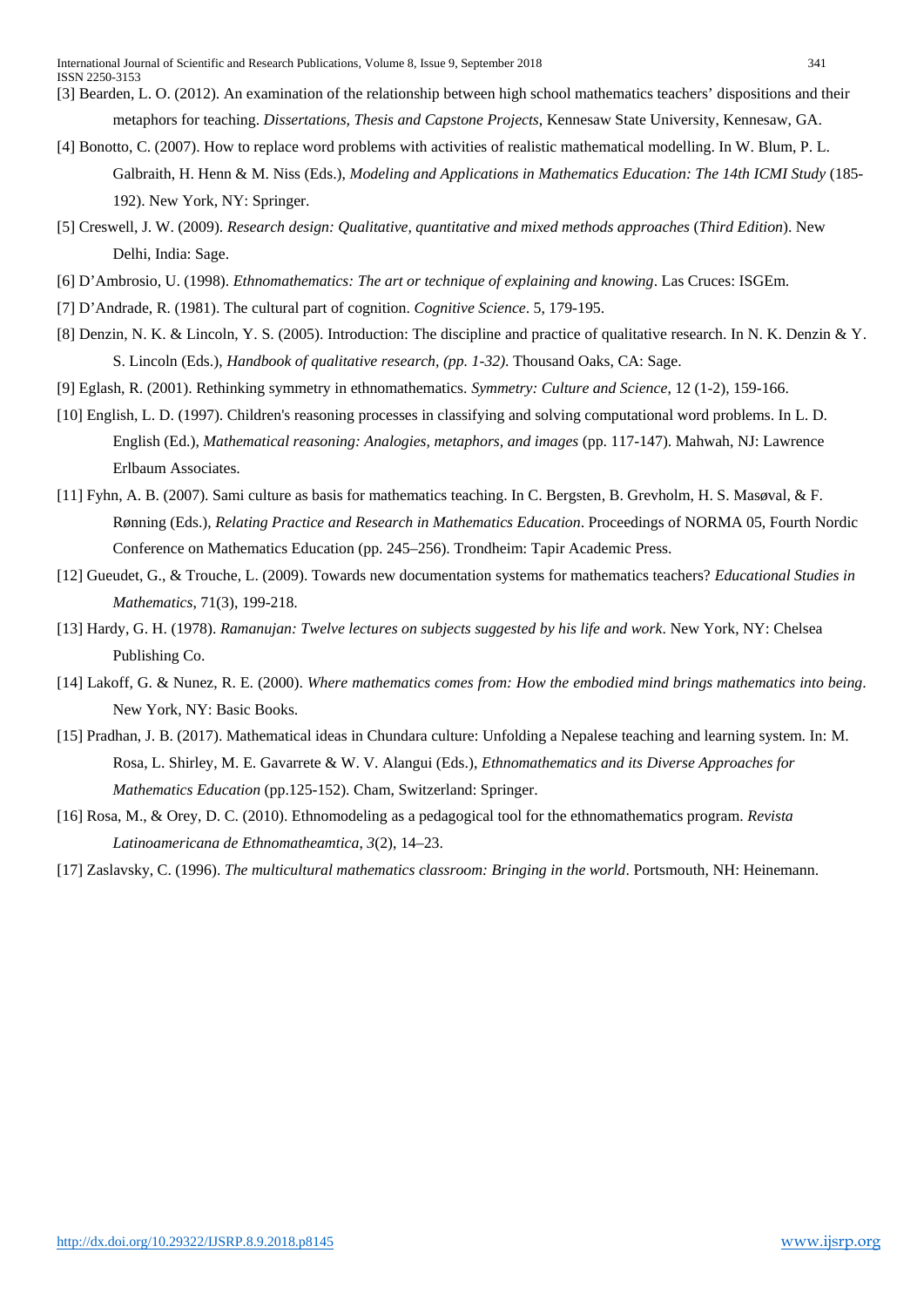[3] Bearden, L. O. (2012). An examination of the relationship between high school mathematics teachers' dispositions and their metaphors for teaching. *Dissertations, Thesis and Capstone Projects*, Kennesaw State University, Kennesaw, GA.

[4] Bonotto, C. (2007). How to replace word problems with activities of realistic mathematical modelling. In W. Blum, P. L. Galbraith, H. Henn & M. Niss (Eds.), *Modeling and Applications in Mathematics Education: The 14th ICMI Study* (185-192). New York, NY: Springer.

[5] Creswell, J. W. (2009). *Research design: Qualitative, quantitative and mixed methods approaches* (*Third Edition*). New Delhi, India: Sage.

[6] D'Ambrosio, U. (1998). *Ethnomathematics: The art or technique of explaining and knowing*. Las Cruces: ISGEm.

[7] D'Andrade, R. (1981). The cultural part of cognition. *Cognitive Science*. 5, 179-195.

[8] Denzin, N. K. & Lincoln, Y. S. (2005). Introduction: The discipline and practice of qualitative research. In N. K. Denzin & Y. S. Lincoln (Eds.), *Handbook of qualitative research, (pp. 1-32)*. Thousand Oaks, CA: Sage.

[9] Eglash, R. (2001). Rethinking symmetry in ethnomathematics. *Symmetry: Culture and Science*, 12 (1-2), 159-166.

[10] English, L. D. (1997). Children's reasoning processes in classifying and solving computational word problems. In L. D. English (Ed.), *Mathematical reasoning: Analogies, metaphors, and images* (pp. 117-147). Mahwah, NJ: Lawrence Erlbaum Associates.

[11] Fyhn, A. B. (2007). Sami culture as basis for mathematics teaching. In C. Bergsten, B. Grevholm, H. S. Masøval, & F. Rønning (Eds.), *Relating Practice and Research in Mathematics Education*. Proceedings of NORMA 05, Fourth Nordic Conference on Mathematics Education (pp. 245–256). Trondheim: Tapir Academic Press.

[12] Gueudet, G., & Trouche, L. (2009). Towards new documentation systems for mathematics teachers? *Educational Studies in Mathematics*, 71(3), 199-218.

[13] Hardy, G. H. (1978). *Ramanujan: Twelve lectures on subjects suggested by his life and work*. New York, NY: Chelsea Publishing Co.

[14] Lakoff, G. & Nunez, R. E. (2000). *Where mathematics comes from: How the embodied mind brings mathematics into being*. New York, NY: Basic Books.

[15] Pradhan, J. B. (2017). Mathematical ideas in Chundara culture: Unfolding a Nepalese teaching and learning system. In: M. Rosa, L. Shirley, M. E. Gavarrete & W. V. Alangui (Eds.), *Ethnomathematics and its Diverse Approaches for Mathematics Education* (pp.125-152). Cham, Switzerland: Springer.

[16] Rosa, M., & Orey, D. C. (2010). Ethnomodeling as a pedagogical tool for the ethnomathematics program. *Revista Latinoamericana de Ethnomatheamtica*, *3*(2), 14–23.

[17] Zaslavsky, C. (1996). *The multicultural mathematics classroom: Bringing in the world*. Portsmouth, NH: Heinemann.